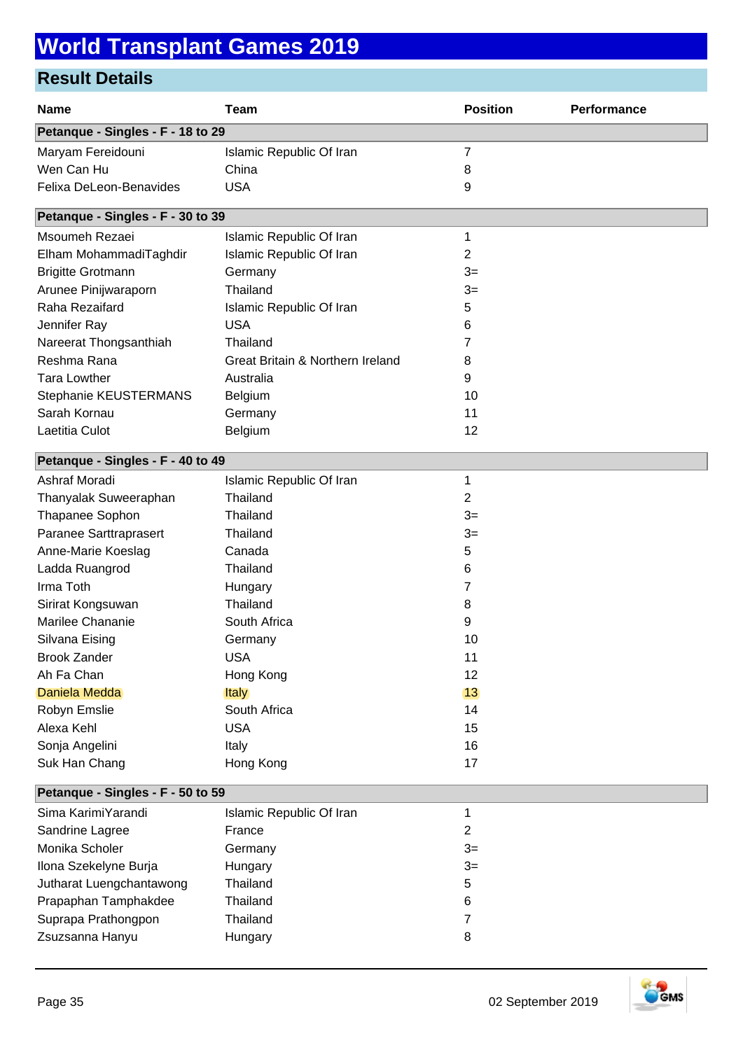# World Transplant Games 2019

## Result Details

| Name | Team | Position | Performance |
|---|---|---|---|
| **Petanque - Singles - F - 18 to 29** | | | |
| Maryam Fereidouni | Islamic Republic Of Iran | 7 | |
| Wen Can Hu | China | 8 | |
| Felixa DeLeon-Benavides | USA | 9 | |
| **Petanque - Singles - F - 30 to 39** | | | |
| Msoumeh Rezaei | Islamic Republic Of Iran | 1 | |
| Elham MohammadiTaghdir | Islamic Republic Of Iran | 2 | |
| Brigitte Grotmann | Germany | 3= | |
| Arunee Pinijwaraporn | Thailand | 3= | |
| Raha Rezaifard | Islamic Republic Of Iran | 5 | |
| Jennifer Ray | USA | 6 | |
| Nareerat Thongsanthiah | Thailand | 7 | |
| Reshma Rana | Great Britain & Northern Ireland | 8 | |
| Tara Lowther | Australia | 9 | |
| Stephanie KEUSTERMANS | Belgium | 10 | |
| Sarah Kornau | Germany | 11 | |
| Laetitia Culot | Belgium | 12 | |
| **Petanque - Singles - F - 40 to 49** | | | |
| Ashraf Moradi | Islamic Republic Of Iran | 1 | |
| Thanyalak Suweeraphan | Thailand | 2 | |
| Thapanee Sophon | Thailand | 3= | |
| Paranee Sarttraprasert | Thailand | 3= | |
| Anne-Marie Koeslag | Canada | 5 | |
| Ladda Ruangrod | Thailand | 6 | |
| Irma Toth | Hungary | 7 | |
| Sirirat Kongsuwan | Thailand | 8 | |
| Marilee Chananie | South Africa | 9 | |
| Silvana Eising | Germany | 10 | |
| Brook Zander | USA | 11 | |
| Ah Fa Chan | Hong Kong | 12 | |
| Daniela Medda | Italy | 13 | |
| Robyn Emslie | South Africa | 14 | |
| Alexa Kehl | USA | 15 | |
| Sonja Angelini | Italy | 16 | |
| Suk Han Chang | Hong Kong | 17 | |
| **Petanque - Singles - F - 50 to 59** | | | |
| Sima KarimiYarandi | Islamic Republic Of Iran | 1 | |
| Sandrine Lagree | France | 2 | |
| Monika Scholer | Germany | 3= | |
| Ilona Szekelyne Burja | Hungary | 3= | |
| Jutharat Luengchantawong | Thailand | 5 | |
| Prapaphan Tamphakdee | Thailand | 6 | |
| Suprapa Prathongpon | Thailand | 7 | |
| Zsuzsanna Hanyu | Hungary | 8 | |

02 September 2019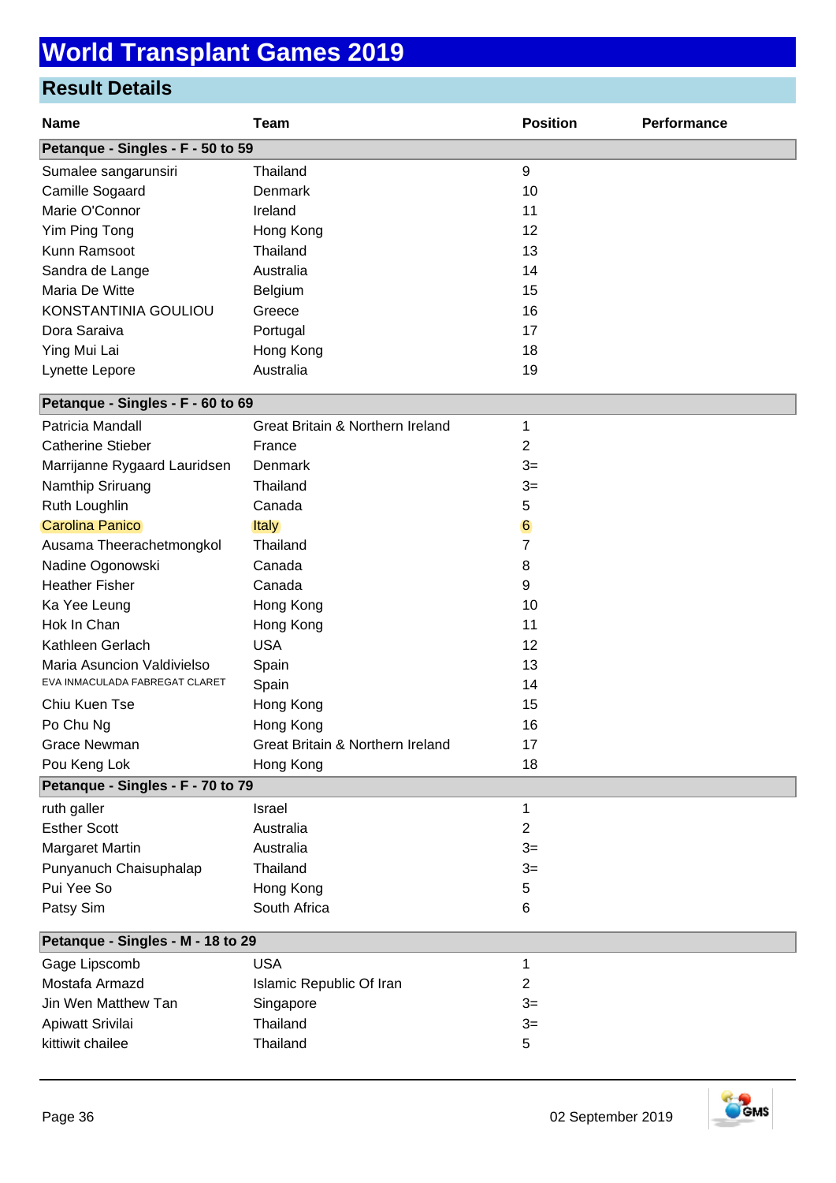# World Transplant Games 2019

## Result Details

| Name | Team | Position | Performance |
|---|---|---|---|
| **Petanque - Singles - F - 50 to 59** | | | |
| Sumalee sangarunsiri | Thailand | 9 | |
| Camille Sogaard | Denmark | 10 | |
| Marie O'Connor | Ireland | 11 | |
| Yim Ping Tong | Hong Kong | 12 | |
| Kunn Ramsoot | Thailand | 13 | |
| Sandra de Lange | Australia | 14 | |
| Maria De Witte | Belgium | 15 | |
| KONSTANTINIA GOULIOU | Greece | 16 | |
| Dora Saraiva | Portugal | 17 | |
| Ying Mui Lai | Hong Kong | 18 | |
| Lynette Lepore | Australia | 19 | |
| **Petanque - Singles - F - 60 to 69** | | | |
| Patricia Mandall | Great Britain & Northern Ireland | 1 | |
| Catherine Stieber | France | 2 | |
| Marrijanne Rygaard Lauridsen | Denmark | 3= | |
| Namthip Sriruang | Thailand | 3= | |
| Ruth Loughlin | Canada | 5 | |
| Carolina Panico | Italy | 6 | |
| Ausama Theerachetmongkol | Thailand | 7 | |
| Nadine Ogonowski | Canada | 8 | |
| Heather Fisher | Canada | 9 | |
| Ka Yee Leung | Hong Kong | 10 | |
| Hok In Chan | Hong Kong | 11 | |
| Kathleen Gerlach | USA | 12 | |
| Maria Asuncion Valdivielso | Spain | 13 | |
| EVA INMACULADA FABREGAT CLARET | Spain | 14 | |
| Chiu Kuen Tse | Hong Kong | 15 | |
| Po Chu Ng | Hong Kong | 16 | |
| Grace Newman | Great Britain & Northern Ireland | 17 | |
| Pou Keng Lok | Hong Kong | 18 | |
| **Petanque - Singles - F - 70 to 79** | | | |
| ruth galler | Israel | 1 | |
| Esther Scott | Australia | 2 | |
| Margaret Martin | Australia | 3= | |
| Punyanuch Chaisuphalap | Thailand | 3= | |
| Pui Yee So | Hong Kong | 5 | |
| Patsy Sim | South Africa | 6 | |
| **Petanque - Singles - M - 18 to 29** | | | |
| Gage Lipscomb | USA | 1 | |
| Mostafa Armazd | Islamic Republic Of Iran | 2 | |
| Jin Wen Matthew Tan | Singapore | 3= | |
| Apiwatt Srivilai | Thailand | 3= | |
| kittiwit chailee | Thailand | 5 | |

02 September 2019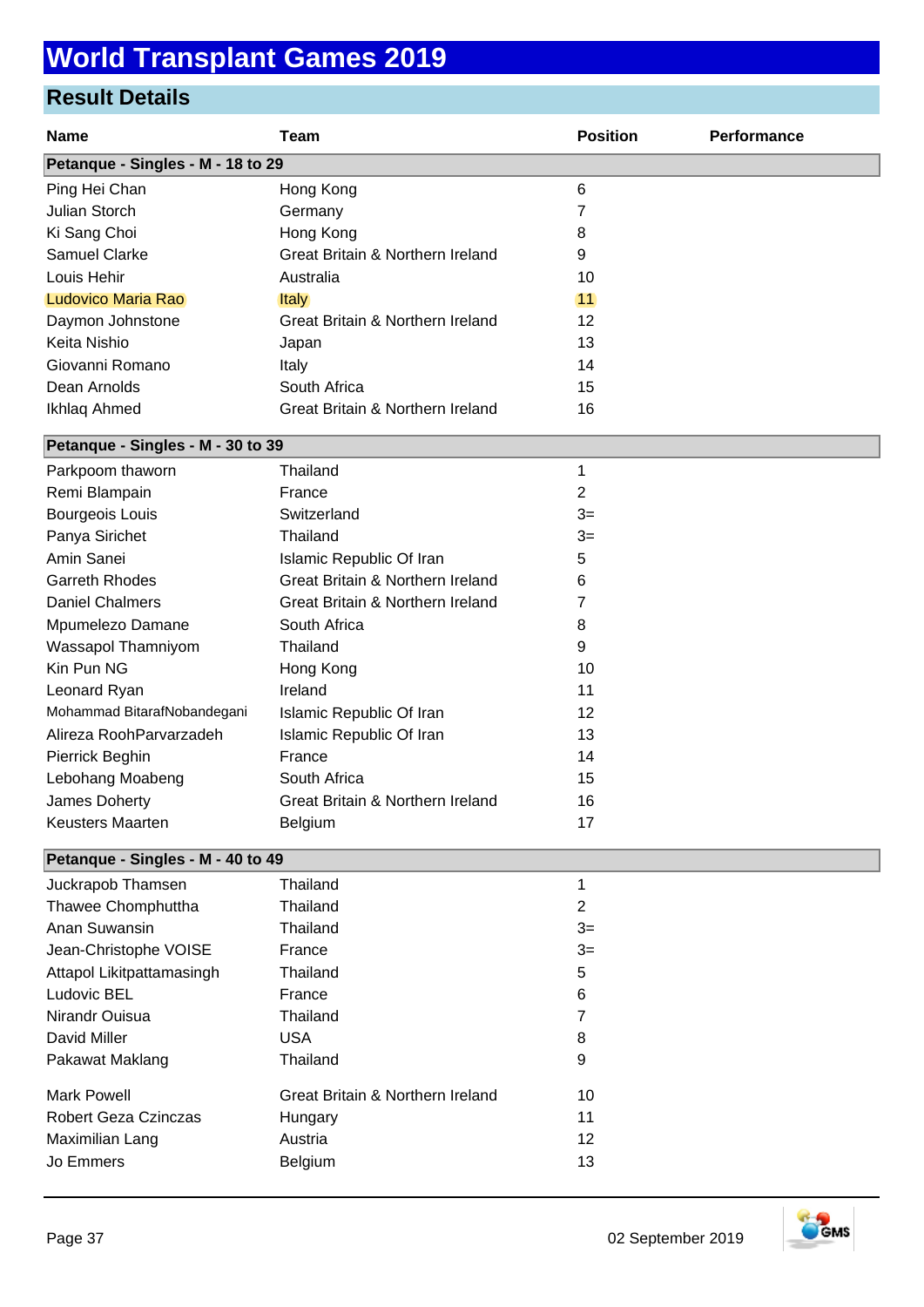# World Transplant Games 2019

## Result Details

| Name | Team | Position | Performance |
|---|---|---|---|
| **Petanque - Singles - M - 18 to 29** | | | |
| Ping Hei Chan | Hong Kong | 6 | |
| Julian Storch | Germany | 7 | |
| Ki Sang Choi | Hong Kong | 8 | |
| Samuel Clarke | Great Britain & Northern Ireland | 9 | |
| Louis Hehir | Australia | 10 | |
| Ludovico Maria Rao | Italy | 11 | |
| Daymon Johnstone | Great Britain & Northern Ireland | 12 | |
| Keita Nishio | Japan | 13 | |
| Giovanni Romano | Italy | 14 | |
| Dean Arnolds | South Africa | 15 | |
| Ikhlaq Ahmed | Great Britain & Northern Ireland | 16 | |
| **Petanque - Singles - M - 30 to 39** | | | |
| Parkpoom thaworn | Thailand | 1 | |
| Remi Blampain | France | 2 | |
| Bourgeois Louis | Switzerland | 3= | |
| Panya Sirichet | Thailand | 3= | |
| Amin Sanei | Islamic Republic Of Iran | 5 | |
| Garreth Rhodes | Great Britain & Northern Ireland | 6 | |
| Daniel Chalmers | Great Britain & Northern Ireland | 7 | |
| Mpumelezo Damane | South Africa | 8 | |
| Wassapol Thamniyom | Thailand | 9 | |
| Kin Pun NG | Hong Kong | 10 | |
| Leonard Ryan | Ireland | 11 | |
| Mohammad BitarafNobandegani | Islamic Republic Of Iran | 12 | |
| Alireza RoohParvarzadeh | Islamic Republic Of Iran | 13 | |
| Pierrick Beghin | France | 14 | |
| Lebohang Moabeng | South Africa | 15 | |
| James Doherty | Great Britain & Northern Ireland | 16 | |
| Keusters Maarten | Belgium | 17 | |
| **Petanque - Singles - M - 40 to 49** | | | |
| Juckrapob Thamsen | Thailand | 1 | |
| Thawee Chomphuttha | Thailand | 2 | |
| Anan Suwansin | Thailand | 3= | |
| Jean-Christophe VOISE | France | 3= | |
| Attapol Likitpattamasingh | Thailand | 5 | |
| Ludovic BEL | France | 6 | |
| Nirandr Ouisua | Thailand | 7 | |
| David Miller | USA | 8 | |
| Pakawat Maklang | Thailand | 9 | |
| Mark Powell | Great Britain & Northern Ireland | 10 | |
| Robert Geza Czinczas | Hungary | 11 | |
| Maximilian Lang | Austria | 12 | |
| Jo Emmers | Belgium | 13 | |

02 September 2019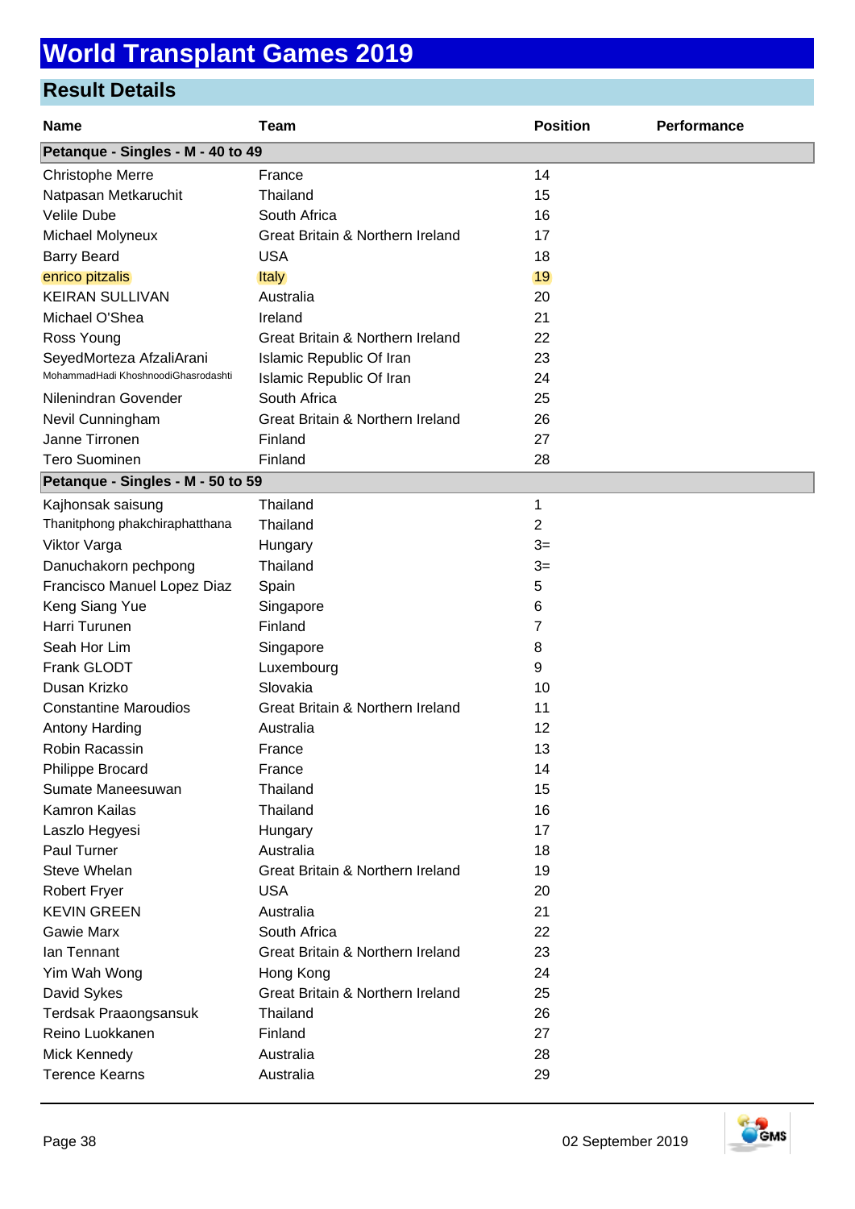# World Transplant Games 2019

## Result Details

| Name | Team | Position | Performance |
|---|---|---|---|
| **Petanque - Singles - M - 40 to 49** | | | |
| Christophe Merre | France | 14 | |
| Natpasan Metkaruchit | Thailand | 15 | |
| Velile Dube | South Africa | 16 | |
| Michael Molyneux | Great Britain & Northern Ireland | 17 | |
| Barry Beard | USA | 18 | |
| enrico pitzalis | Italy | 19 | |
| KEIRAN SULLIVAN | Australia | 20 | |
| Michael O'Shea | Ireland | 21 | |
| Ross Young | Great Britain & Northern Ireland | 22 | |
| SeyedMorteza AfzaliArani | Islamic Republic Of Iran | 23 | |
| MohammadHadi KhoshnoodiGhasrodashti | Islamic Republic Of Iran | 24 | |
| Nilenindran Govender | South Africa | 25 | |
| Nevil Cunningham | Great Britain & Northern Ireland | 26 | |
| Janne Tirronen | Finland | 27 | |
| Tero Suominen | Finland | 28 | |
| **Petanque - Singles - M - 50 to 59** | | | |
| Kajhonsak saisung | Thailand | 1 | |
| Thanitphong phakchiraphatthana | Thailand | 2 | |
| Viktor Varga | Hungary | 3= | |
| Danuchakorn pechpong | Thailand | 3= | |
| Francisco Manuel Lopez Diaz | Spain | 5 | |
| Keng Siang Yue | Singapore | 6 | |
| Harri Turunen | Finland | 7 | |
| Seah Hor Lim | Singapore | 8 | |
| Frank GLODT | Luxembourg | 9 | |
| Dusan Krizko | Slovakia | 10 | |
| Constantine Maroudios | Great Britain & Northern Ireland | 11 | |
| Antony Harding | Australia | 12 | |
| Robin Racassin | France | 13 | |
| Philippe Brocard | France | 14 | |
| Sumate Maneesuwan | Thailand | 15 | |
| Kamron Kailas | Thailand | 16 | |
| Laszlo Hegyesi | Hungary | 17 | |
| Paul Turner | Australia | 18 | |
| Steve Whelan | Great Britain & Northern Ireland | 19 | |
| Robert Fryer | USA | 20 | |
| KEVIN GREEN | Australia | 21 | |
| Gawie Marx | South Africa | 22 | |
| Ian Tennant | Great Britain & Northern Ireland | 23 | |
| Yim Wah Wong | Hong Kong | 24 | |
| David Sykes | Great Britain & Northern Ireland | 25 | |
| Terdsak Praaongsansuk | Thailand | 26 | |
| Reino Luokkanen | Finland | 27 | |
| Mick Kennedy | Australia | 28 | |
| Terence Kearns | Australia | 29 | |

02 September 2019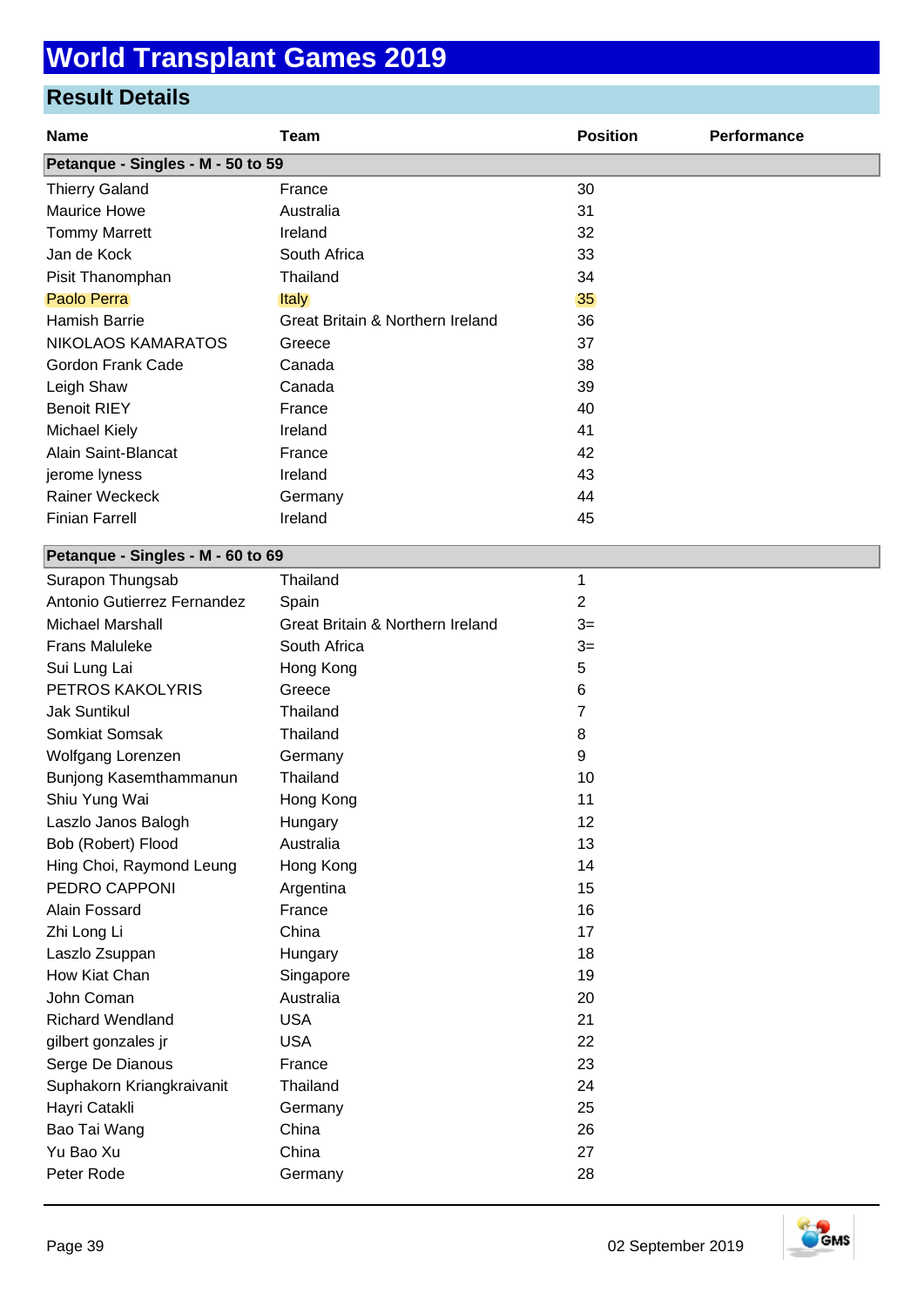# World Transplant Games 2019

## Result Details

| Name | Team | Position | Performance |
|---|---|---|---|
| **Petanque - Singles - M - 50 to 59** | | | |
| Thierry Galand | France | 30 | |
| Maurice Howe | Australia | 31 | |
| Tommy Marrett | Ireland | 32 | |
| Jan de Kock | South Africa | 33 | |
| Pisit Thanomphan | Thailand | 34 | |
| Paolo Perra | Italy | 35 | |
| Hamish Barrie | Great Britain & Northern Ireland | 36 | |
| NIKOLAOS KAMARATOS | Greece | 37 | |
| Gordon Frank Cade | Canada | 38 | |
| Leigh Shaw | Canada | 39 | |
| Benoit RIEY | France | 40 | |
| Michael Kiely | Ireland | 41 | |
| Alain Saint-Blancat | France | 42 | |
| jerome lyness | Ireland | 43 | |
| Rainer Weckeck | Germany | 44 | |
| Finian Farrell | Ireland | 45 | |
| **Petanque - Singles - M - 60 to 69** | | | |
| Surapon Thungsab | Thailand | 1 | |
| Antonio Gutierrez Fernandez | Spain | 2 | |
| Michael Marshall | Great Britain & Northern Ireland | 3= | |
| Frans Maluleke | South Africa | 3= | |
| Sui Lung Lai | Hong Kong | 5 | |
| PETROS KAKOLYRIS | Greece | 6 | |
| Jak Suntikul | Thailand | 7 | |
| Somkiat Somsak | Thailand | 8 | |
| Wolfgang Lorenzen | Germany | 9 | |
| Bunjong Kasemthammanun | Thailand | 10 | |
| Shiu Yung Wai | Hong Kong | 11 | |
| Laszlo Janos Balogh | Hungary | 12 | |
| Bob (Robert) Flood | Australia | 13 | |
| Hing Choi, Raymond Leung | Hong Kong | 14 | |
| PEDRO CAPPONI | Argentina | 15 | |
| Alain Fossard | France | 16 | |
| Zhi Long Li | China | 17 | |
| Laszlo Zsuppan | Hungary | 18 | |
| How Kiat Chan | Singapore | 19 | |
| John Coman | Australia | 20 | |
| Richard Wendland | USA | 21 | |
| gilbert gonzales jr | USA | 22 | |
| Serge De Dianous | France | 23 | |
| Suphakorn Kriangkraivanit | Thailand | 24 | |
| Hayri Catakli | Germany | 25 | |
| Bao Tai Wang | China | 26 | |
| Yu Bao Xu | China | 27 | |
| Peter Rode | Germany | 28 | |

02 September 2019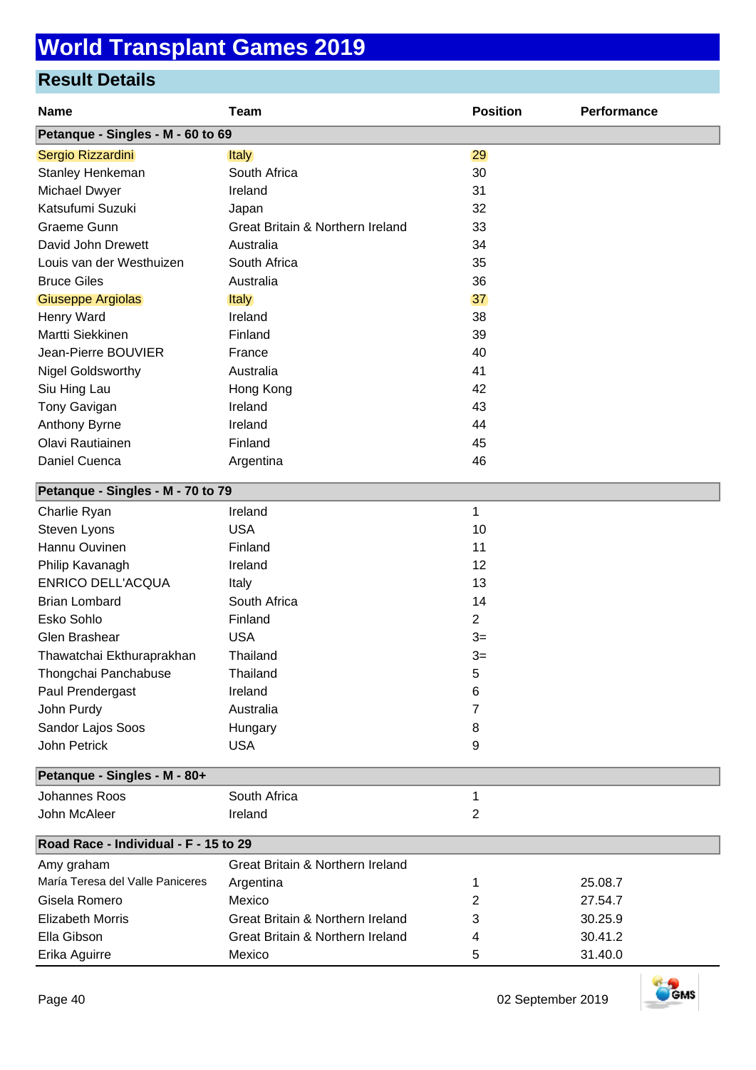# World Transplant Games 2019

## Result Details

| Name | Team | Position | Performance |
|---|---|---|---|
| **Petanque - Singles - M - 60 to 69** | | | |
| Sergio Rizzardini | Italy | 29 | |
| Stanley Henkeman | South Africa | 30 | |
| Michael Dwyer | Ireland | 31 | |
| Katsufumi Suzuki | Japan | 32 | |
| Graeme Gunn | Great Britain & Northern Ireland | 33 | |
| David John Drewett | Australia | 34 | |
| Louis van der Westhuizen | South Africa | 35 | |
| Bruce Giles | Australia | 36 | |
| Giuseppe Argiolas | Italy | 37 | |
| Henry Ward | Ireland | 38 | |
| Martti Siekkinen | Finland | 39 | |
| Jean-Pierre BOUVIER | France | 40 | |
| Nigel Goldsworthy | Australia | 41 | |
| Siu Hing Lau | Hong Kong | 42 | |
| Tony Gavigan | Ireland | 43 | |
| Anthony Byrne | Ireland | 44 | |
| Olavi Rautiainen | Finland | 45 | |
| Daniel Cuenca | Argentina | 46 | |
| **Petanque - Singles - M - 70 to 79** | | | |
| Charlie Ryan | Ireland | 1 | |
| Steven Lyons | USA | 10 | |
| Hannu Ouvinen | Finland | 11 | |
| Philip Kavanagh | Ireland | 12 | |
| ENRICO DELL'ACQUA | Italy | 13 | |
| Brian Lombard | South Africa | 14 | |
| Esko Sohlo | Finland | 2 | |
| Glen Brashear | USA | 3= | |
| Thawatchai Ekthuraprakhan | Thailand | 3= | |
| Thongchai Panchabuse | Thailand | 5 | |
| Paul Prendergast | Ireland | 6 | |
| John Purdy | Australia | 7 | |
| Sandor Lajos Soos | Hungary | 8 | |
| John Petrick | USA | 9 | |
| **Petanque - Singles - M - 80+** | | | |
| Johannes Roos | South Africa | 1 | |
| John McAleer | Ireland | 2 | |
| **Road Race - Individual - F - 15 to 29** | | | |
| Amy graham | Great Britain & Northern Ireland | | |
| María Teresa del Valle Paniceres | Argentina | 1 | 25.08.7 |
| Gisela Romero | Mexico | 2 | 27.54.7 |
| Elizabeth Morris | Great Britain & Northern Ireland | 3 | 30.25.9 |
| Ella Gibson | Great Britain & Northern Ireland | 4 | 30.41.2 |
| Erika Aguirre | Mexico | 5 | 31.40.0 |

02 September 2019